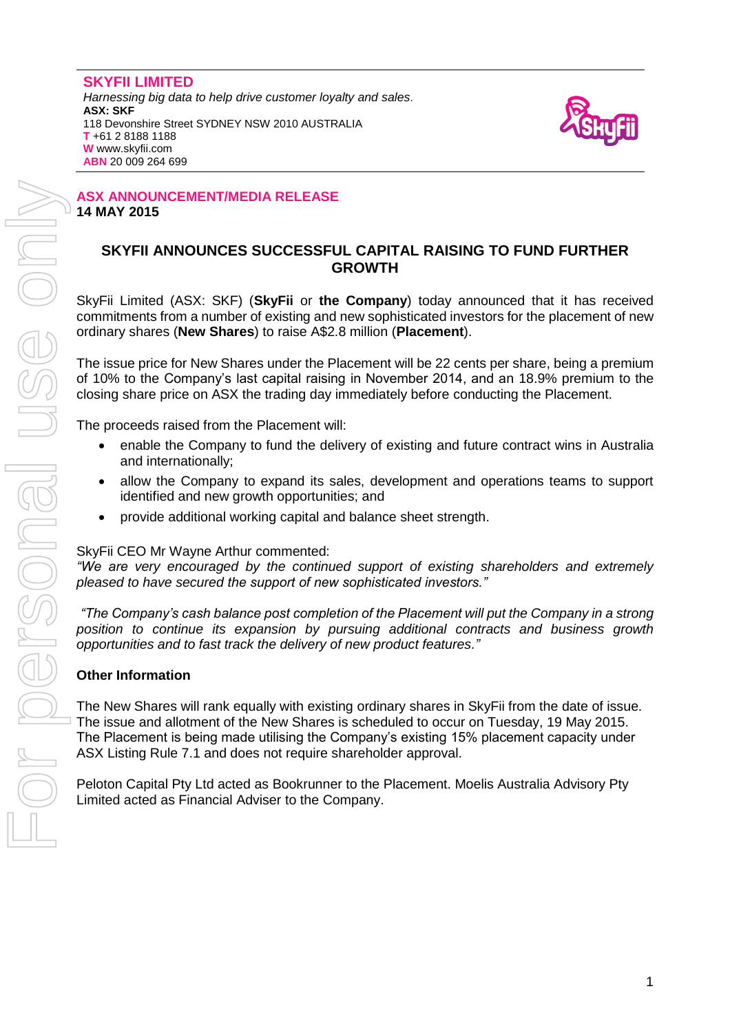**SKYFII LIMITED**
*Harnessing big data to help drive customer loyalty and sales.*
**ASX: SKF**
118 Devonshire Street SYDNEY NSW 2010 AUSTRALIA
**T** +61 2 8188 1188
**W** www.skyfii.com
**ABN** 20 009 264 699

**ASX ANNOUNCEMENT/MEDIA RELEASE**
**14 MAY 2015**

# SKYFII ANNOUNCES SUCCESSFUL CAPITAL RAISING TO FUND FURTHER GROWTH

SkyFii Limited (ASX: SKF) (**SkyFii** or **the Company**) today announced that it has received commitments from a number of existing and new sophisticated investors for the placement of new ordinary shares (**New Shares**) to raise A$2.8 million (**Placement**).

The issue price for New Shares under the Placement will be 22 cents per share, being a premium of 10% to the Company's last capital raising in November 2014, and an 18.9% premium to the closing share price on ASX the trading day immediately before conducting the Placement.

The proceeds raised from the Placement will:

- enable the Company to fund the delivery of existing and future contract wins in Australia and internationally;
- allow the Company to expand its sales, development and operations teams to support identified and new growth opportunities; and
- provide additional working capital and balance sheet strength.

SkyFii CEO Mr Wayne Arthur commented:
*"We are very encouraged by the continued support of existing shareholders and extremely pleased to have secured the support of new sophisticated investors."*

*"The Company's cash balance post completion of the Placement will put the Company in a strong position to continue its expansion by pursuing additional contracts and business growth opportunities and to fast track the delivery of new product features."*

**Other Information**

The New Shares will rank equally with existing ordinary shares in SkyFii from the date of issue. The issue and allotment of the New Shares is scheduled to occur on Tuesday, 19 May 2015. The Placement is being made utilising the Company's existing 15% placement capacity under ASX Listing Rule 7.1 and does not require shareholder approval.

Peloton Capital Pty Ltd acted as Bookrunner to the Placement. Moelis Australia Advisory Pty Limited acted as Financial Adviser to the Company.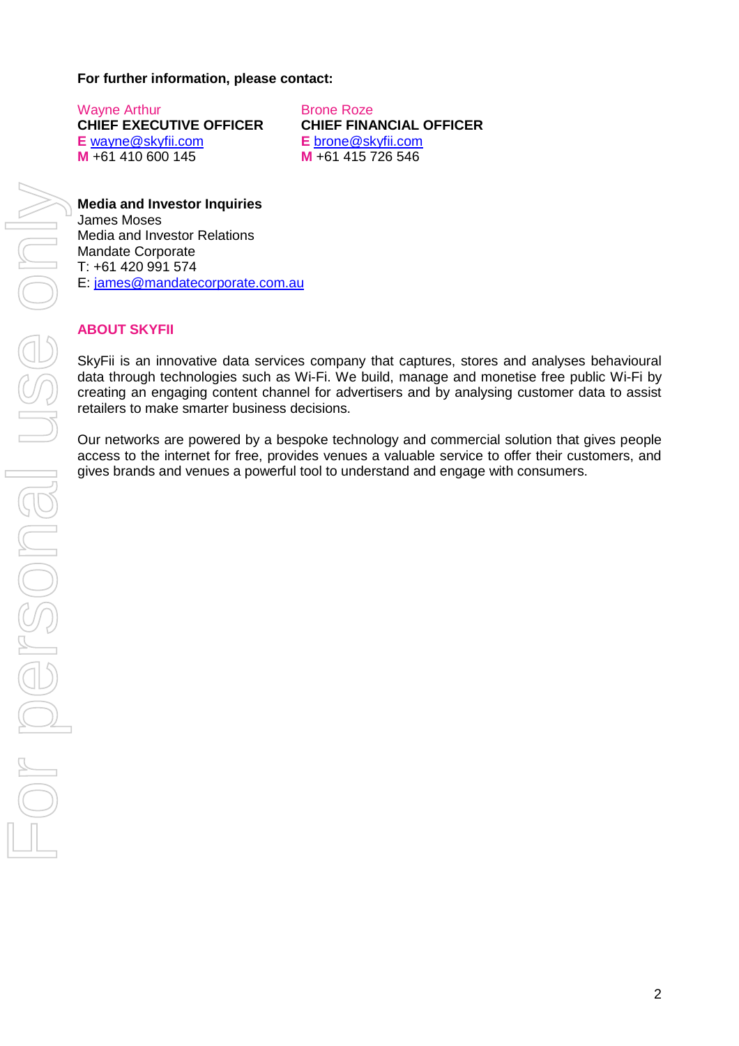**For further information, please contact:**

Wayne Arthur
**CHIEF EXECUTIVE OFFICER**
**E** wayne@skyfii.com
**M** +61 410 600 145

Brone Roze
**CHIEF FINANCIAL OFFICER**
**E** brone@skyfii.com
**M** +61 415 726 546

**Media and Investor Inquiries**
James Moses
Media and Investor Relations
Mandate Corporate
T: +61 420 991 574
E: james@mandatecorporate.com.au

## ABOUT SKYFII

SkyFii is an innovative data services company that captures, stores and analyses behavioural data through technologies such as Wi-Fi. We build, manage and monetise free public Wi-Fi by creating an engaging content channel for advertisers and by analysing customer data to assist retailers to make smarter business decisions.

Our networks are powered by a bespoke technology and commercial solution that gives people access to the internet for free, provides venues a valuable service to offer their customers, and gives brands and venues a powerful tool to understand and engage with consumers.